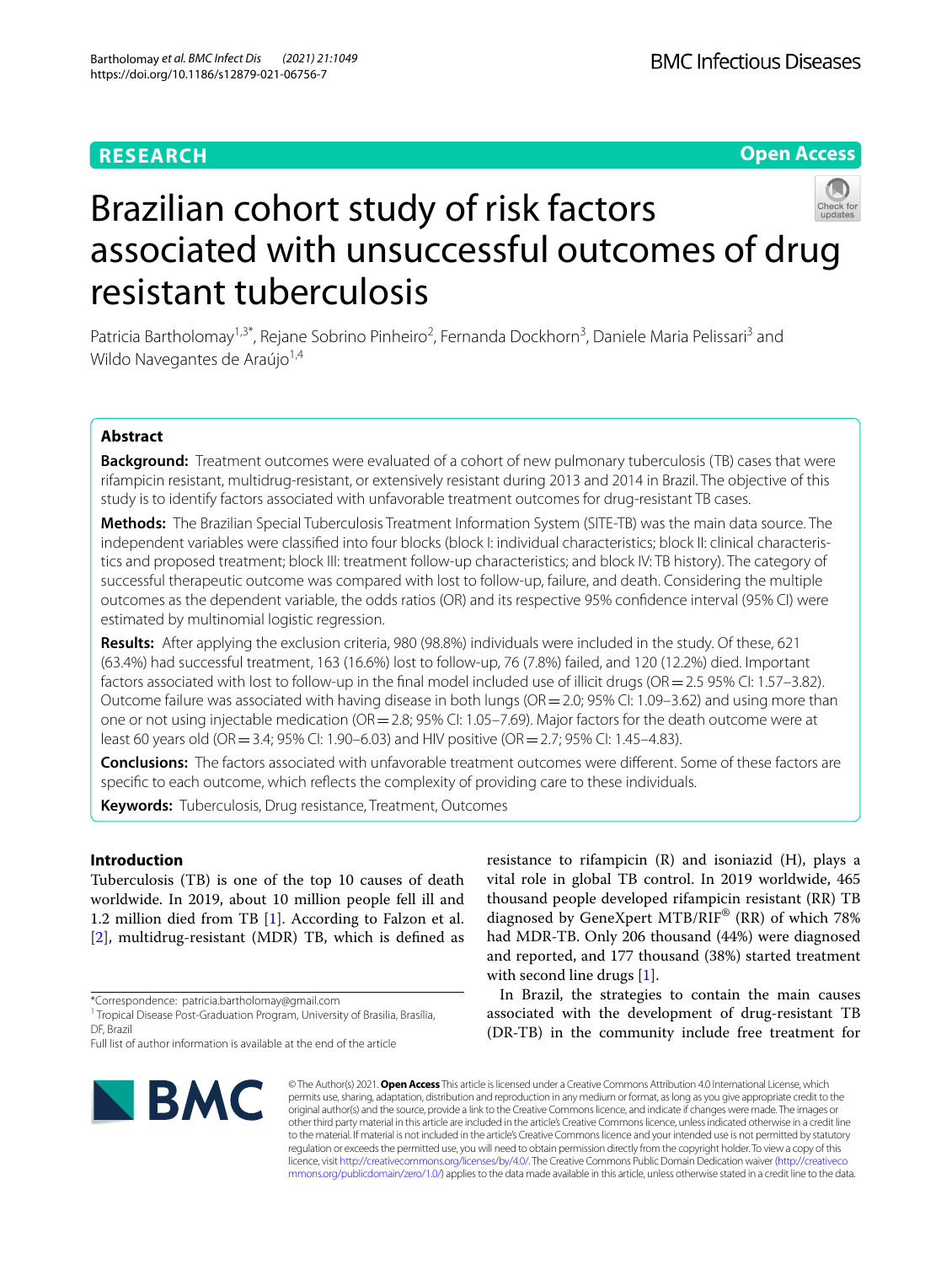RESEARCH

Open Access

# Brazilian cohort study of risk factors associated with unsuccessful outcomes of drug resistant tuberculosis

Patricia Bartholomay[1,3*], Rejane Sobrino Pinheiro[2], Fernanda Dockhorn[3], Daniele Maria Pelissari[3] and Wildo Navegantes de Araújo[1,4]

## Abstract

**Background:** Treatment outcomes were evaluated of a cohort of new pulmonary tuberculosis (TB) cases that were rifampicin resistant, multidrug-resistant, or extensively resistant during 2013 and 2014 in Brazil. The objective of this study is to identify factors associated with unfavorable treatment outcomes for drug-resistant TB cases.

**Methods:** The Brazilian Special Tuberculosis Treatment Information System (SITE-TB) was the main data source. The independent variables were classified into four blocks (block I: individual characteristics; block II: clinical characteristics and proposed treatment; block III: treatment follow-up characteristics; and block IV: TB history). The category of successful therapeutic outcome was compared with lost to follow-up, failure, and death. Considering the multiple outcomes as the dependent variable, the odds ratios (OR) and its respective 95% confidence interval (95% CI) were estimated by multinomial logistic regression.

**Results:** After applying the exclusion criteria, 980 (98.8%) individuals were included in the study. Of these, 621 (63.4%) had successful treatment, 163 (16.6%) lost to follow-up, 76 (7.8%) failed, and 120 (12.2%) died. Important factors associated with lost to follow-up in the final model included use of illicit drugs (OR = 2.5 95% CI: 1.57–3.82). Outcome failure was associated with having disease in both lungs (OR = 2.0; 95% CI: 1.09–3.62) and using more than one or not using injectable medication (OR = 2.8; 95% CI: 1.05–7.69). Major factors for the death outcome were at least 60 years old (OR = 3.4; 95% CI: 1.90–6.03) and HIV positive (OR = 2.7; 95% CI: 1.45–4.83).

**Conclusions:** The factors associated with unfavorable treatment outcomes were different. Some of these factors are specific to each outcome, which reflects the complexity of providing care to these individuals.

**Keywords:** Tuberculosis, Drug resistance, Treatment, Outcomes

## Introduction

Tuberculosis (TB) is one of the top 10 causes of death worldwide. In 2019, about 10 million people fell ill and 1.2 million died from TB [1]. According to Falzon et al. [2], multidrug-resistant (MDR) TB, which is defined as resistance to rifampicin (R) and isoniazid (H), plays a vital role in global TB control. In 2019 worldwide, 465 thousand people developed rifampicin resistant (RR) TB diagnosed by GeneXpert MTB/RIF® (RR) of which 78% had MDR-TB. Only 206 thousand (44%) were diagnosed and reported, and 177 thousand (38%) started treatment with second line drugs [1].

In Brazil, the strategies to contain the main causes associated with the development of drug-resistant TB (DR-TB) in the community include free treatment for

*Correspondence: patricia.bartholomay@gmail.com
[1] Tropical Disease Post-Graduation Program, University of Brasilia, Brasília, DF, Brazil
Full list of author information is available at the end of the article

© The Author(s) 2021. **Open Access** This article is licensed under a Creative Commons Attribution 4.0 International License, which permits use, sharing, adaptation, distribution and reproduction in any medium or format, as long as you give appropriate credit to the original author(s) and the source, provide a link to the Creative Commons licence, and indicate if changes were made. The images or other third party material in this article are included in the article's Creative Commons licence, unless indicated otherwise in a credit line to the material. If material is not included in the article's Creative Commons licence and your intended use is not permitted by statutory regulation or exceeds the permitted use, you will need to obtain permission directly from the copyright holder. To view a copy of this licence, visit http://creativecommons.org/licenses/by/4.0/. The Creative Commons Public Domain Dedication waiver (http://creativecommons.org/publicdomain/zero/1.0/) applies to the data made available in this article, unless otherwise stated in a credit line to the data.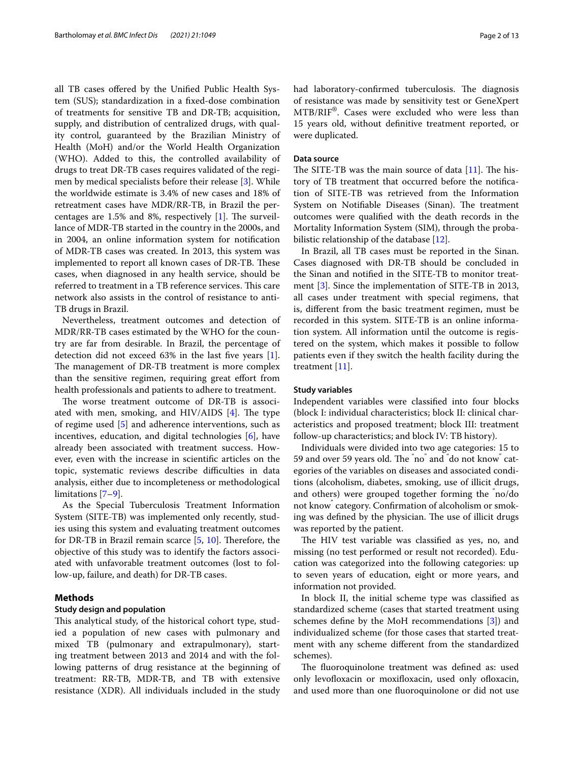all TB cases offered by the Unified Public Health System (SUS); standardization in a fixed-dose combination of treatments for sensitive TB and DR-TB; acquisition, supply, and distribution of centralized drugs, with quality control, guaranteed by the Brazilian Ministry of Health (MoH) and/or the World Health Organization (WHO). Added to this, the controlled availability of drugs to treat DR-TB cases requires validated of the regimen by medical specialists before their release [3]. While the worldwide estimate is 3.4% of new cases and 18% of retreatment cases have MDR/RR-TB, in Brazil the percentages are 1.5% and 8%, respectively [1]. The surveillance of MDR-TB started in the country in the 2000s, and in 2004, an online information system for notification of MDR-TB cases was created. In 2013, this system was implemented to report all known cases of DR-TB. These cases, when diagnosed in any health service, should be referred to treatment in a TB reference services. This care network also assists in the control of resistance to anti-TB drugs in Brazil.

Nevertheless, treatment outcomes and detection of MDR/RR-TB cases estimated by the WHO for the country are far from desirable. In Brazil, the percentage of detection did not exceed 63% in the last five years [1]. The management of DR-TB treatment is more complex than the sensitive regimen, requiring great effort from health professionals and patients to adhere to treatment.

The worse treatment outcome of DR-TB is associated with men, smoking, and HIV/AIDS [4]. The type of regime used [5] and adherence interventions, such as incentives, education, and digital technologies [6], have already been associated with treatment success. However, even with the increase in scientific articles on the topic, systematic reviews describe difficulties in data analysis, either due to incompleteness or methodological limitations [7–9].

As the Special Tuberculosis Treatment Information System (SITE-TB) was implemented only recently, studies using this system and evaluating treatment outcomes for DR-TB in Brazil remain scarce [5, 10]. Therefore, the objective of this study was to identify the factors associated with unfavorable treatment outcomes (lost to follow-up, failure, and death) for DR-TB cases.

## Methods

### Study design and population

This analytical study, of the historical cohort type, studied a population of new cases with pulmonary and mixed TB (pulmonary and extrapulmonary), starting treatment between 2013 and 2014 and with the following patterns of drug resistance at the beginning of treatment: RR-TB, MDR-TB, and TB with extensive resistance (XDR). All individuals included in the study had laboratory-confirmed tuberculosis. The diagnosis of resistance was made by sensitivity test or GeneXpert MTB/RIF®. Cases were excluded who were less than 15 years old, without definitive treatment reported, or were duplicated.

### Data source

The SITE-TB was the main source of data [11]. The history of TB treatment that occurred before the notification of SITE-TB was retrieved from the Information System on Notifiable Diseases (Sinan). The treatment outcomes were qualified with the death records in the Mortality Information System (SIM), through the probabilistic relationship of the database [12].

In Brazil, all TB cases must be reported in the Sinan. Cases diagnosed with DR-TB should be concluded in the Sinan and notified in the SITE-TB to monitor treatment [3]. Since the implementation of SITE-TB in 2013, all cases under treatment with special regimens, that is, different from the basic treatment regimen, must be recorded in this system. SITE-TB is an online information system. All information until the outcome is registered on the system, which makes it possible to follow patients even if they switch the health facility during the treatment [11].

### Study variables

Independent variables were classified into four blocks (block I: individual characteristics; block II: clinical characteristics and proposed treatment; block III: treatment follow-up characteristics; and block IV: TB history).

Individuals were divided into two age categories: 15 to 59 and over 59 years old. The "no" and "do not know" categories of the variables on diseases and associated conditions (alcoholism, diabetes, smoking, use of illicit drugs, and others) were grouped together forming the "no/do not know" category. Confirmation of alcoholism or smoking was defined by the physician. The use of illicit drugs was reported by the patient.

The HIV test variable was classified as yes, no, and missing (no test performed or result not recorded). Education was categorized into the following categories: up to seven years of education, eight or more years, and information not provided.

In block II, the initial scheme type was classified as standardized scheme (cases that started treatment using schemes define by the MoH recommendations [3]) and individualized scheme (for those cases that started treatment with any scheme different from the standardized schemes).

The fluoroquinolone treatment was defined as: used only levofloxacin or moxifloxacin, used only ofloxacin, and used more than one fluoroquinolone or did not use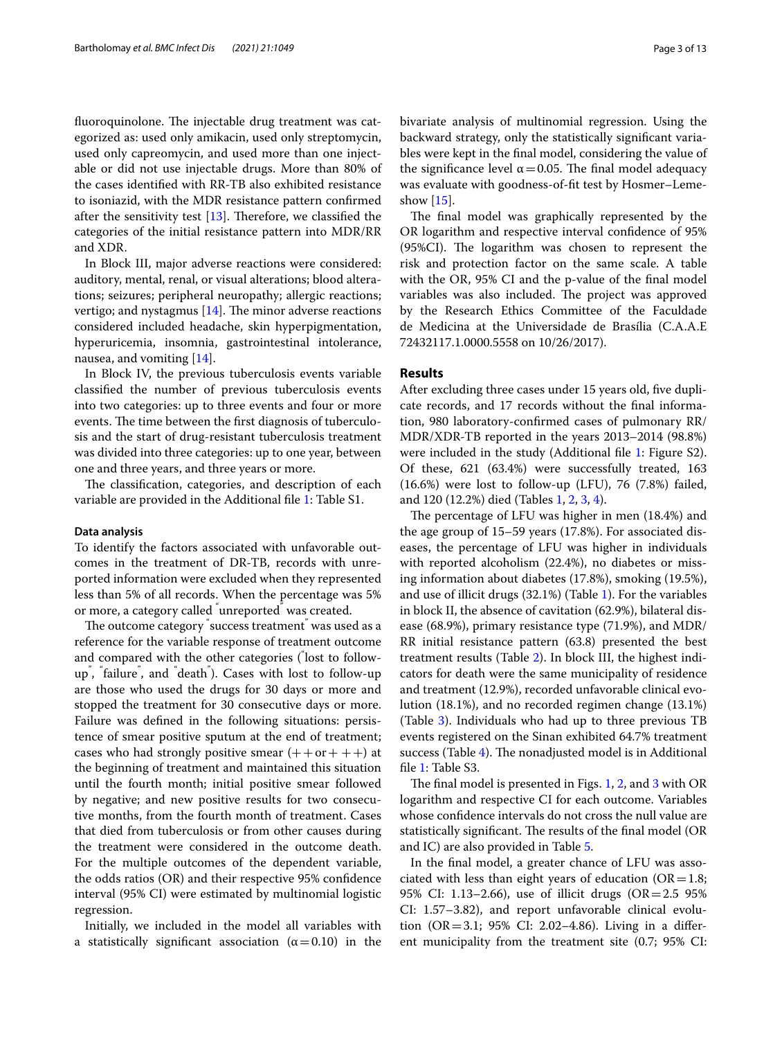fluoroquinolone. The injectable drug treatment was categorized as: used only amikacin, used only streptomycin, used only capreomycin, and used more than one injectable or did not use injectable drugs. More than 80% of the cases identified with RR-TB also exhibited resistance to isoniazid, with the MDR resistance pattern confirmed after the sensitivity test [13]. Therefore, we classified the categories of the initial resistance pattern into MDR/RR and XDR.

In Block III, major adverse reactions were considered: auditory, mental, renal, or visual alterations; blood alterations; seizures; peripheral neuropathy; allergic reactions; vertigo; and nystagmus [14]. The minor adverse reactions considered included headache, skin hyperpigmentation, hyperuricemia, insomnia, gastrointestinal intolerance, nausea, and vomiting [14].

In Block IV, the previous tuberculosis events variable classified the number of previous tuberculosis events into two categories: up to three events and four or more events. The time between the first diagnosis of tuberculosis and the start of drug-resistant tuberculosis treatment was divided into three categories: up to one year, between one and three years, and three years or more.

The classification, categories, and description of each variable are provided in the Additional file 1: Table S1.

### Data analysis

To identify the factors associated with unfavorable outcomes in the treatment of DR-TB, records with unreported information were excluded when they represented less than 5% of all records. When the percentage was 5% or more, a category called "unreported" was created.

The outcome category "success treatment" was used as a reference for the variable response of treatment outcome and compared with the other categories ("lost to follow-up", "failure", and "death"). Cases with lost to follow-up are those who used the drugs for 30 days or more and stopped the treatment for 30 consecutive days or more. Failure was defined in the following situations: persistence of smear positive sputum at the end of treatment; cases who had strongly positive smear (++ or +++) at the beginning of treatment and maintained this situation until the fourth month; initial positive smear followed by negative; and new positive results for two consecutive months, from the fourth month of treatment. Cases that died from tuberculosis or from other causes during the treatment were considered in the outcome death. For the multiple outcomes of the dependent variable, the odds ratios (OR) and their respective 95% confidence interval (95% CI) were estimated by multinomial logistic regression.

Initially, we included in the model all variables with a statistically significant association ($\alpha = 0.10$) in the bivariate analysis of multinomial regression. Using the backward strategy, only the statistically significant variables were kept in the final model, considering the value of the significance level $\alpha = 0.05$. The final model adequacy was evaluate with goodness-of-fit test by Hosmer–Lemeshow [15].

The final model was graphically represented by the OR logarithm and respective interval confidence of 95% (95%CI). The logarithm was chosen to represent the risk and protection factor on the same scale. A table with the OR, 95% CI and the p-value of the final model variables was also included. The project was approved by the Research Ethics Committee of the Faculdade de Medicina at the Universidade de Brasília (C.A.A.E 72432117.1.0000.5558 on 10/26/2017).

## Results

After excluding three cases under 15 years old, five duplicate records, and 17 records without the final information, 980 laboratory-confirmed cases of pulmonary RR/MDR/XDR-TB reported in the years 2013–2014 (98.8%) were included in the study (Additional file 1: Figure S2). Of these, 621 (63.4%) were successfully treated, 163 (16.6%) were lost to follow-up (LFU), 76 (7.8%) failed, and 120 (12.2%) died (Tables 1, 2, 3, 4).

The percentage of LFU was higher in men (18.4%) and the age group of 15–59 years (17.8%). For associated diseases, the percentage of LFU was higher in individuals with reported alcoholism (22.4%), no diabetes or missing information about diabetes (17.8%), smoking (19.5%), and use of illicit drugs (32.1%) (Table 1). For the variables in block II, the absence of cavitation (62.9%), bilateral disease (68.9%), primary resistance type (71.9%), and MDR/RR initial resistance pattern (63.8) presented the best treatment results (Table 2). In block III, the highest indicators for death were the same municipality of residence and treatment (12.9%), recorded unfavorable clinical evolution (18.1%), and no recorded regimen change (13.1%) (Table 3). Individuals who had up to three previous TB events registered on the Sinan exhibited 64.7% treatment success (Table 4). The nonadjusted model is in Additional file 1: Table S3.

The final model is presented in Figs. 1, 2, and 3 with OR logarithm and respective CI for each outcome. Variables whose confidence intervals do not cross the null value are statistically significant. The results of the final model (OR and IC) are also provided in Table 5.

In the final model, a greater chance of LFU was associated with less than eight years of education (OR = 1.8; 95% CI: 1.13–2.66), use of illicit drugs (OR = 2.5 95% CI: 1.57–3.82), and report unfavorable clinical evolution (OR = 3.1; 95% CI: 2.02–4.86). Living in a different municipality from the treatment site (0.7; 95% CI: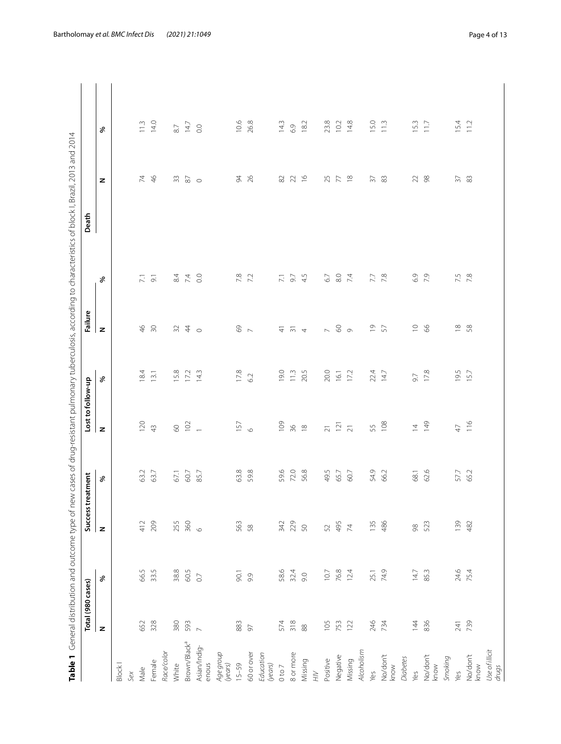**Table 1** General distribution and outcome type of new cases of drug-resistant pulmonary tuberculosis, according to characteristics of block I, Brazil, 2013 and 2014

| | Total (980 cases) | | Success treatment | | Lost to follow-up | | Failure | | Death | |
|---|---|---|---|---|---|---|---|---|---|---|
| | N | % | N | % | N | % | N | % | N | % |
| Block I | | | | | | | | | | |
| *Sex* | | | | | | | | | | |
| Male | 652 | 66.5 | 412 | 63.2 | 120 | 18.4 | 46 | 7.1 | 74 | 11.3 |
| Female | 328 | 33.5 | 209 | 63.7 | 43 | 13.1 | 30 | 9.1 | 46 | 14.0 |
| *Race/color* | | | | | | | | | | |
| White | 380 | 38.8 | 255 | 67.1 | 60 | 15.8 | 32 | 8.4 | 33 | 8.7 |
| Brown/Black[a] | 593 | 60.5 | 360 | 60.7 | 102 | 17.2 | 44 | 7.4 | 87 | 14.7 |
| Asian/Indigenous | 7 | 0.7 | 6 | 85.7 | 1 | 14.3 | 0 | 0.0 | 0 | 0.0 |
| *Age group (years)* | | | | | | | | | | |
| 15–59 | 883 | 90.1 | 563 | 63.8 | 157 | 17.8 | 69 | 7.8 | 94 | 10.6 |
| 60 or over | 97 | 9.9 | 58 | 59.8 | 6 | 6.2 | 7 | 7.2 | 26 | 26.8 |
| *Education (years)* | | | | | | | | | | |
| 0 to 7 | 574 | 58.6 | 342 | 59.6 | 109 | 19.0 | 41 | 7.1 | 82 | 14.3 |
| 8 or more | 318 | 32.4 | 229 | 72.0 | 36 | 11.3 | 31 | 9.7 | 22 | 6.9 |
| Missing | 88 | 9.0 | 50 | 56.8 | 18 | 20.5 | 4 | 4.5 | 16 | 18.2 |
| *HIV* | | | | | | | | | | |
| Positive | 105 | 10.7 | 52 | 49.5 | 21 | 20.0 | 7 | 6.7 | 25 | 23.8 |
| Negative | 753 | 76.8 | 495 | 65.7 | 121 | 16.1 | 60 | 8.0 | 77 | 10.2 |
| Missing | 122 | 12.4 | 74 | 60.7 | 21 | 17.2 | 9 | 7.4 | 18 | 14.8 |
| *Alcoholism* | | | | | | | | | | |
| Yes | 246 | 25.1 | 135 | 54.9 | 55 | 22.4 | 19 | 7.7 | 37 | 15.0 |
| No/don't know | 734 | 74.9 | 486 | 66.2 | 108 | 14.7 | 57 | 7.8 | 83 | 11.3 |
| *Diabetes* | | | | | | | | | | |
| Yes | 144 | 14.7 | 98 | 68.1 | 14 | 9.7 | 10 | 6.9 | 22 | 15.3 |
| No/don't know | 836 | 85.3 | 523 | 62.6 | 149 | 17.8 | 66 | 7.9 | 98 | 11.7 |
| *Smoking* | | | | | | | | | | |
| Yes | 241 | 24.6 | 139 | 57.7 | 47 | 19.5 | 18 | 7.5 | 37 | 15.4 |
| No/don't know | 739 | 75.4 | 482 | 65.2 | 116 | 15.7 | 58 | 7.8 | 83 | 11.2 |
| *Use of illicit drugs* | | | | | | | | | | |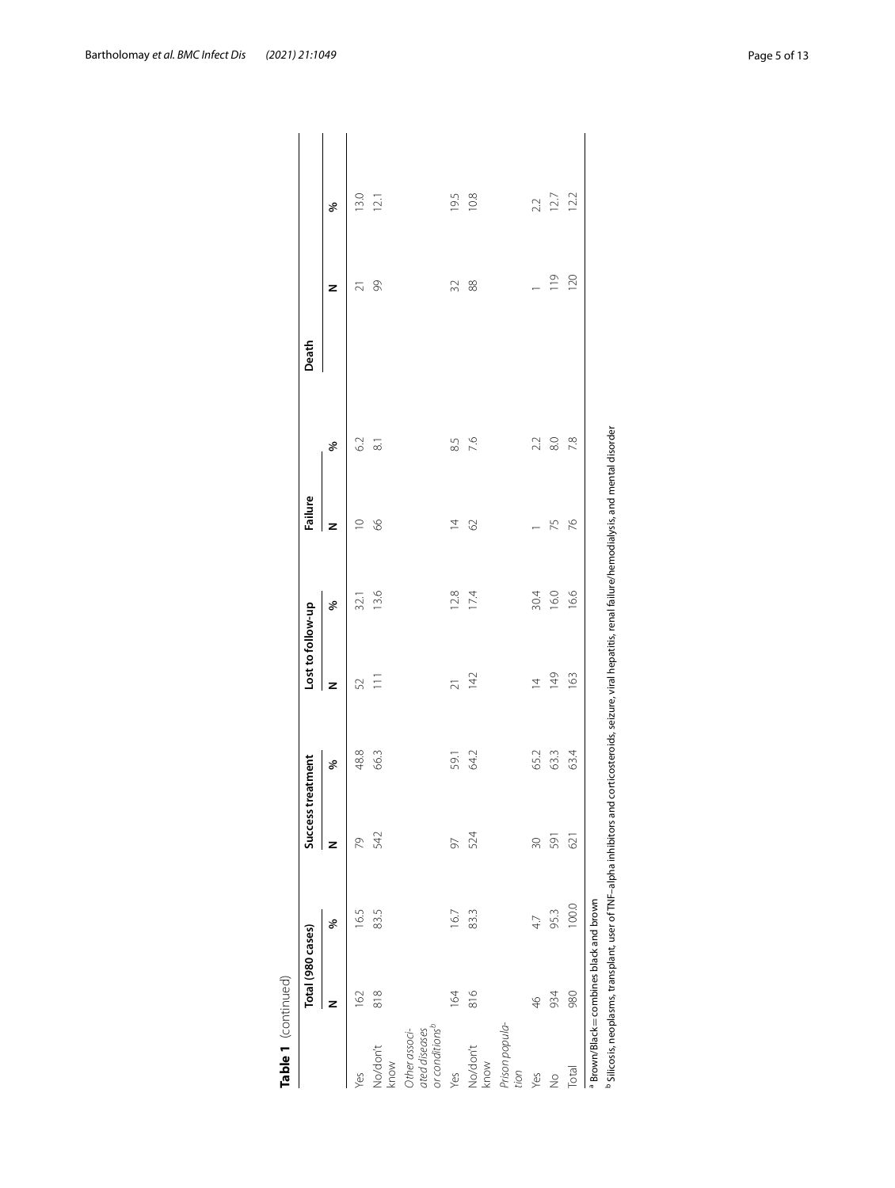**Table 1** (continued)

| | Total (980 cases) | | Success treatment | | Lost to follow-up | | Failure | | Death | |
|---|---|---|---|---|---|---|---|---|---|---|
| | N | % | N | % | N | % | N | % | N | % |
| Yes | 162 | 16.5 | 79 | 48.8 | 52 | 32.1 | 10 | 6.2 | 21 | 13.0 |
| No/don't know | 818 | 83.5 | 542 | 66.3 | 111 | 13.6 | 66 | 8.1 | 99 | 12.1 |
| *Other associated diseases or conditions*[b] | | | | | | | | | | |
| Yes | 164 | 16.7 | 97 | 59.1 | 21 | 12.8 | 14 | 8.5 | 32 | 19.5 |
| No/don't know | 816 | 83.3 | 524 | 64.2 | 142 | 17.4 | 62 | 7.6 | 88 | 10.8 |
| *Prison population* | | | | | | | | | | |
| Yes | 46 | 4.7 | 30 | 65.2 | 14 | 30.4 | 1 | 2.2 | 1 | 2.2 |
| No | 934 | 95.3 | 591 | 63.3 | 149 | 16.0 | 75 | 8.0 | 119 | 12.7 |
| Total | 980 | 100.0 | 621 | 63.4 | 163 | 16.6 | 76 | 7.8 | 120 | 12.2 |

[a] Brown/Black = combines black and brown

[b] Silicosis, neoplasms, transplant, user of TNF-alpha inhibitors and corticosteroids, seizure, viral hepatitis, renal failure/hemodialysis, and mental disorder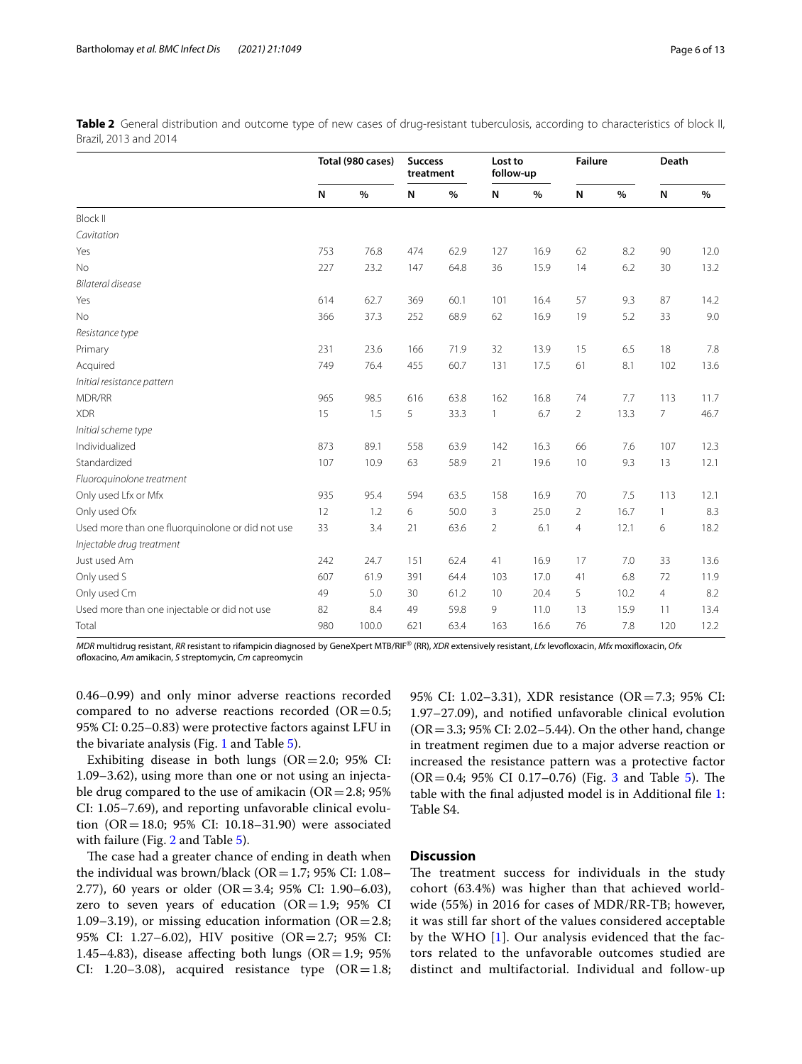**Table 2** General distribution and outcome type of new cases of drug-resistant tuberculosis, according to characteristics of block II, Brazil, 2013 and 2014

| | Total (980 cases) | | Success treatment | | Lost to follow-up | | Failure | | Death | |
|---|---|---|---|---|---|---|---|---|---|---|
| | N | % | N | % | N | % | N | % | N | % |
| Block II | | | | | | | | | | |
| *Cavitation* | | | | | | | | | | |
| Yes | 753 | 76.8 | 474 | 62.9 | 127 | 16.9 | 62 | 8.2 | 90 | 12.0 |
| No | 227 | 23.2 | 147 | 64.8 | 36 | 15.9 | 14 | 6.2 | 30 | 13.2 |
| *Bilateral disease* | | | | | | | | | | |
| Yes | 614 | 62.7 | 369 | 60.1 | 101 | 16.4 | 57 | 9.3 | 87 | 14.2 |
| No | 366 | 37.3 | 252 | 68.9 | 62 | 16.9 | 19 | 5.2 | 33 | 9.0 |
| *Resistance type* | | | | | | | | | | |
| Primary | 231 | 23.6 | 166 | 71.9 | 32 | 13.9 | 15 | 6.5 | 18 | 7.8 |
| Acquired | 749 | 76.4 | 455 | 60.7 | 131 | 17.5 | 61 | 8.1 | 102 | 13.6 |
| *Initial resistance pattern* | | | | | | | | | | |
| MDR/RR | 965 | 98.5 | 616 | 63.8 | 162 | 16.8 | 74 | 7.7 | 113 | 11.7 |
| XDR | 15 | 1.5 | 5 | 33.3 | 1 | 6.7 | 2 | 13.3 | 7 | 46.7 |
| *Initial scheme type* | | | | | | | | | | |
| Individualized | 873 | 89.1 | 558 | 63.9 | 142 | 16.3 | 66 | 7.6 | 107 | 12.3 |
| Standardized | 107 | 10.9 | 63 | 58.9 | 21 | 19.6 | 10 | 9.3 | 13 | 12.1 |
| *Fluoroquinolone treatment* | | | | | | | | | | |
| Only used Lfx or Mfx | 935 | 95.4 | 594 | 63.5 | 158 | 16.9 | 70 | 7.5 | 113 | 12.1 |
| Only used Ofx | 12 | 1.2 | 6 | 50.0 | 3 | 25.0 | 2 | 16.7 | 1 | 8.3 |
| Used more than one fluorquinolone or did not use | 33 | 3.4 | 21 | 63.6 | 2 | 6.1 | 4 | 12.1 | 6 | 18.2 |
| *Injectable drug treatment* | | | | | | | | | | |
| Just used Am | 242 | 24.7 | 151 | 62.4 | 41 | 16.9 | 17 | 7.0 | 33 | 13.6 |
| Only used S | 607 | 61.9 | 391 | 64.4 | 103 | 17.0 | 41 | 6.8 | 72 | 11.9 |
| Only used Cm | 49 | 5.0 | 30 | 61.2 | 10 | 20.4 | 5 | 10.2 | 4 | 8.2 |
| Used more than one injectable or did not use | 82 | 8.4 | 49 | 59.8 | 9 | 11.0 | 13 | 15.9 | 11 | 13.4 |
| Total | 980 | 100.0 | 621 | 63.4 | 163 | 16.6 | 76 | 7.8 | 120 | 12.2 |

*MDR* multidrug resistant, *RR* resistant to rifampicin diagnosed by GeneXpert MTB/RIF® (RR), *XDR* extensively resistant, *Lfx* levofloxacin, *Mfx* moxifloxacin, *Ofx* ofloxacino, *Am* amikacin, *S* streptomycin, *Cm* capreomycin

0.46–0.99) and only minor adverse reactions recorded compared to no adverse reactions recorded (OR = 0.5; 95% CI: 0.25–0.83) were protective factors against LFU in the bivariate analysis (Fig. 1 and Table 5).

Exhibiting disease in both lungs (OR = 2.0; 95% CI: 1.09–3.62), using more than one or not using an injectable drug compared to the use of amikacin (OR = 2.8; 95% CI: 1.05–7.69), and reporting unfavorable clinical evolution (OR = 18.0; 95% CI: 10.18–31.90) were associated with failure (Fig. 2 and Table 5).

The case had a greater chance of ending in death when the individual was brown/black (OR = 1.7; 95% CI: 1.08–2.77), 60 years or older (OR = 3.4; 95% CI: 1.90–6.03), zero to seven years of education (OR = 1.9; 95% CI 1.09–3.19), or missing education information (OR = 2.8; 95% CI: 1.27–6.02), HIV positive (OR = 2.7; 95% CI: 1.45–4.83), disease affecting both lungs (OR = 1.9; 95% CI: 1.20–3.08), acquired resistance type (OR = 1.8; 95% CI: 1.02–3.31), XDR resistance (OR = 7.3; 95% CI: 1.97–27.09), and notified unfavorable clinical evolution (OR = 3.3; 95% CI: 2.02–5.44). On the other hand, change in treatment regimen due to a major adverse reaction or increased the resistance pattern was a protective factor (OR = 0.4; 95% CI 0.17–0.76) (Fig. 3 and Table 5). The table with the final adjusted model is in Additional file 1: Table S4.

## Discussion

The treatment success for individuals in the study cohort (63.4%) was higher than that achieved worldwide (55%) in 2016 for cases of MDR/RR-TB; however, it was still far short of the values considered acceptable by the WHO [1]. Our analysis evidenced that the factors related to the unfavorable outcomes studied are distinct and multifactorial. Individual and follow-up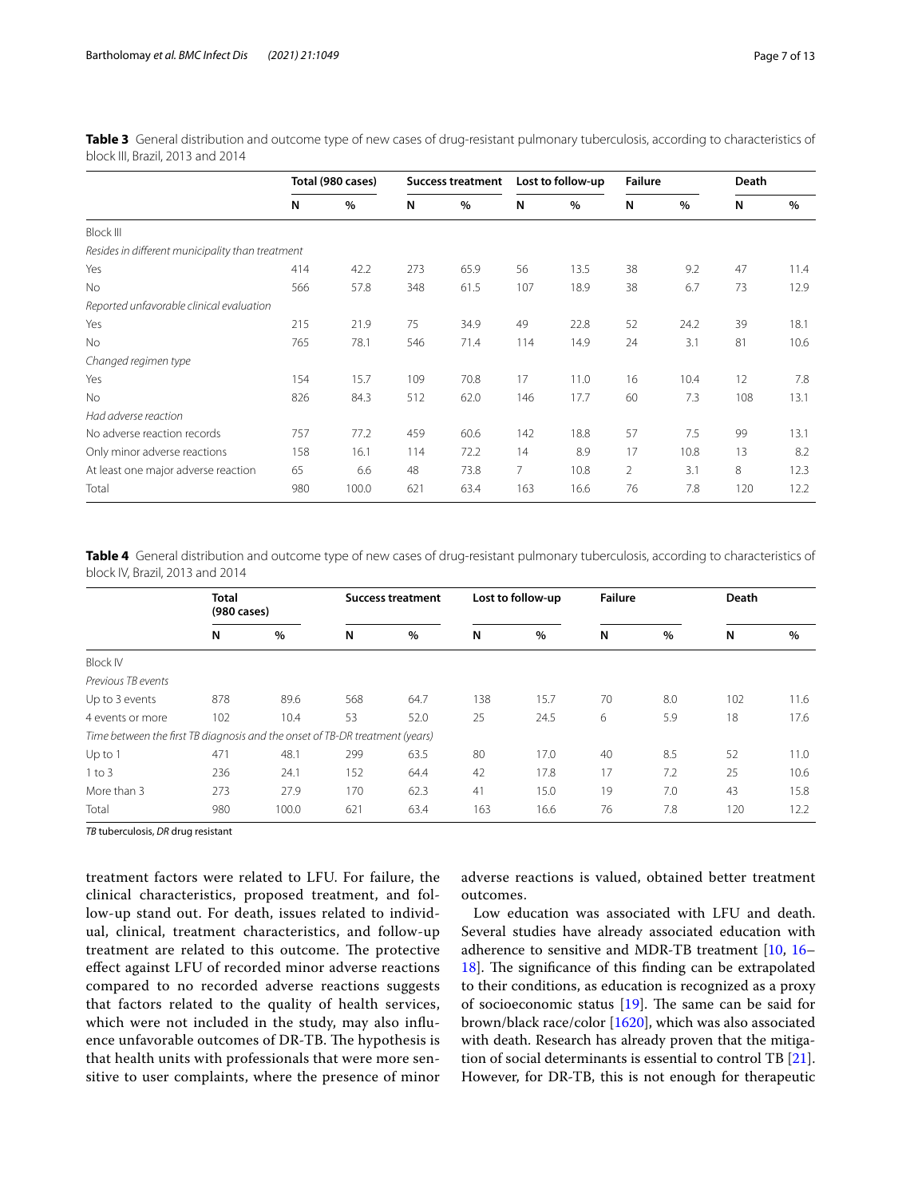**Table 3** General distribution and outcome type of new cases of drug-resistant pulmonary tuberculosis, according to characteristics of block III, Brazil, 2013 and 2014

| | Total (980 cases) | | Success treatment | | Lost to follow-up | | Failure | | Death | |
|---|---|---|---|---|---|---|---|---|---|---|
| | N | % | N | % | N | % | N | % | N | % |
| Block III | | | | | | | | | | |
| *Resides in different municipality than treatment* | | | | | | | | | | |
| Yes | 414 | 42.2 | 273 | 65.9 | 56 | 13.5 | 38 | 9.2 | 47 | 11.4 |
| No | 566 | 57.8 | 348 | 61.5 | 107 | 18.9 | 38 | 6.7 | 73 | 12.9 |
| *Reported unfavorable clinical evaluation* | | | | | | | | | | |
| Yes | 215 | 21.9 | 75 | 34.9 | 49 | 22.8 | 52 | 24.2 | 39 | 18.1 |
| No | 765 | 78.1 | 546 | 71.4 | 114 | 14.9 | 24 | 3.1 | 81 | 10.6 |
| *Changed regimen type* | | | | | | | | | | |
| Yes | 154 | 15.7 | 109 | 70.8 | 17 | 11.0 | 16 | 10.4 | 12 | 7.8 |
| No | 826 | 84.3 | 512 | 62.0 | 146 | 17.7 | 60 | 7.3 | 108 | 13.1 |
| *Had adverse reaction* | | | | | | | | | | |
| No adverse reaction records | 757 | 77.2 | 459 | 60.6 | 142 | 18.8 | 57 | 7.5 | 99 | 13.1 |
| Only minor adverse reactions | 158 | 16.1 | 114 | 72.2 | 14 | 8.9 | 17 | 10.8 | 13 | 8.2 |
| At least one major adverse reaction | 65 | 6.6 | 48 | 73.8 | 7 | 10.8 | 2 | 3.1 | 8 | 12.3 |
| Total | 980 | 100.0 | 621 | 63.4 | 163 | 16.6 | 76 | 7.8 | 120 | 12.2 |

**Table 4** General distribution and outcome type of new cases of drug-resistant pulmonary tuberculosis, according to characteristics of block IV, Brazil, 2013 and 2014

| | Total (980 cases) | | Success treatment | | Lost to follow-up | | Failure | | Death | |
|---|---|---|---|---|---|---|---|---|---|---|
| | N | % | N | % | N | % | N | % | N | % |
| Block IV | | | | | | | | | | |
| *Previous TB events* | | | | | | | | | | |
| Up to 3 events | 878 | 89.6 | 568 | 64.7 | 138 | 15.7 | 70 | 8.0 | 102 | 11.6 |
| 4 events or more | 102 | 10.4 | 53 | 52.0 | 25 | 24.5 | 6 | 5.9 | 18 | 17.6 |
| *Time between the first TB diagnosis and the onset of TB-DR treatment (years)* | | | | | | | | | | |
| Up to 1 | 471 | 48.1 | 299 | 63.5 | 80 | 17.0 | 40 | 8.5 | 52 | 11.0 |
| 1 to 3 | 236 | 24.1 | 152 | 64.4 | 42 | 17.8 | 17 | 7.2 | 25 | 10.6 |
| More than 3 | 273 | 27.9 | 170 | 62.3 | 41 | 15.0 | 19 | 7.0 | 43 | 15.8 |
| Total | 980 | 100.0 | 621 | 63.4 | 163 | 16.6 | 76 | 7.8 | 120 | 12.2 |

*TB* tuberculosis, *DR* drug resistant

treatment factors were related to LFU. For failure, the clinical characteristics, proposed treatment, and follow-up stand out. For death, issues related to individual, clinical, treatment characteristics, and follow-up treatment are related to this outcome. The protective effect against LFU of recorded minor adverse reactions compared to no recorded adverse reactions suggests that factors related to the quality of health services, which were not included in the study, may also influence unfavorable outcomes of DR-TB. The hypothesis is that health units with professionals that were more sensitive to user complaints, where the presence of minor adverse reactions is valued, obtained better treatment outcomes.

Low education was associated with LFU and death. Several studies have already associated education with adherence to sensitive and MDR-TB treatment [10, 16–18]. The significance of this finding can be extrapolated to their conditions, as education is recognized as a proxy of socioeconomic status [19]. The same can be said for brown/black race/color [1620], which was also associated with death. Research has already proven that the mitigation of social determinants is essential to control TB [21]. However, for DR-TB, this is not enough for therapeutic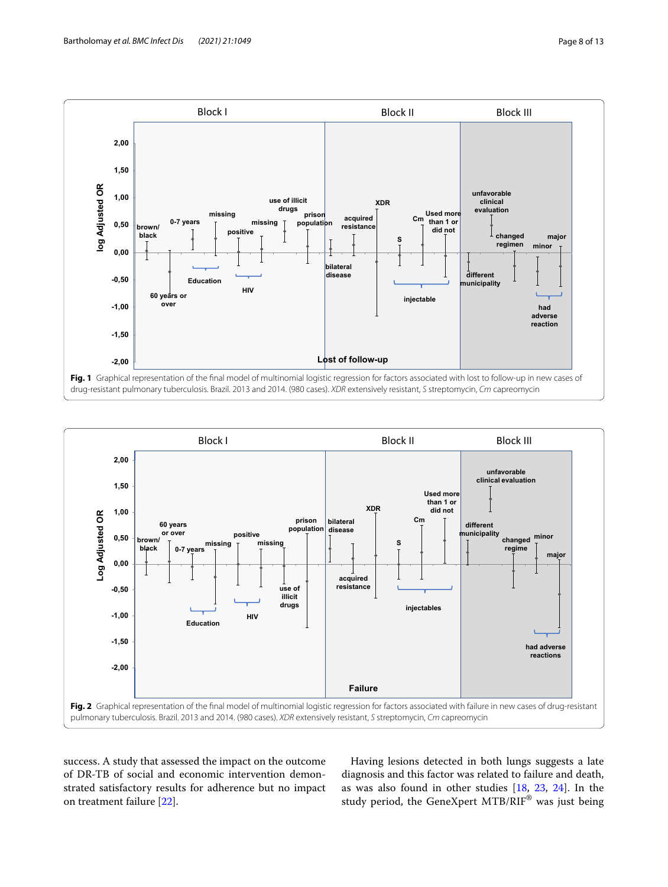**Fig. 1** Graphical representation of the final model of multinomial logistic regression for factors associated with lost to follow-up in new cases of drug-resistant pulmonary tuberculosis. Brazil. 2013 and 2014. (980 cases). *XDR* extensively resistant, *S* streptomycin, *Cm* capreomycin

**Fig. 2** Graphical representation of the final model of multinomial logistic regression for factors associated with failure in new cases of drug-resistant pulmonary tuberculosis. Brazil. 2013 and 2014. (980 cases). *XDR* extensively resistant, *S* streptomycin, *Cm* capreomycin

success. A study that assessed the impact on the outcome of DR-TB of social and economic intervention demonstrated satisfactory results for adherence but no impact on treatment failure [22].

Having lesions detected in both lungs suggests a late diagnosis and this factor was related to failure and death, as was also found in other studies [18, 23, 24]. In the study period, the GeneXpert MTB/RIF® was just being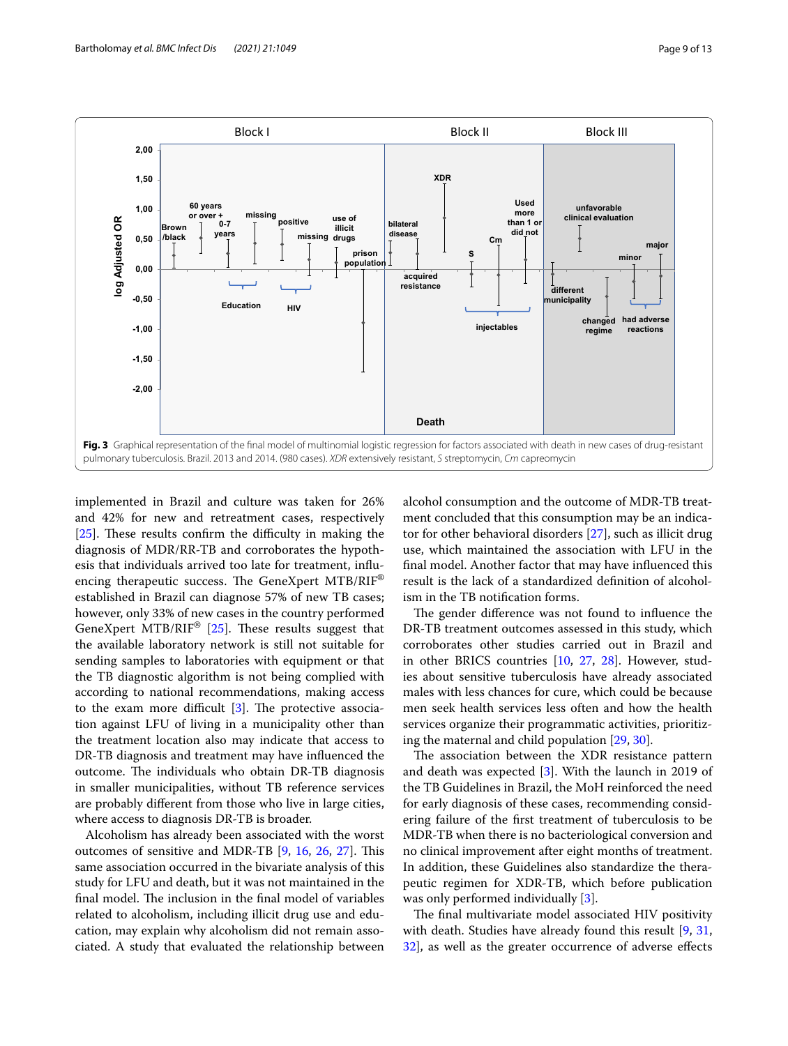**Fig. 3** Graphical representation of the final model of multinomial logistic regression for factors associated with death in new cases of drug-resistant pulmonary tuberculosis. Brazil. 2013 and 2014. (980 cases). *XDR* extensively resistant, *S* streptomycin, *Cm* capreomycin

implemented in Brazil and culture was taken for 26% and 42% for new and retreatment cases, respectively [25]. These results confirm the difficulty in making the diagnosis of MDR/RR-TB and corroborates the hypothesis that individuals arrived too late for treatment, influencing therapeutic success. The GeneXpert MTB/RIF® established in Brazil can diagnose 57% of new TB cases; however, only 33% of new cases in the country performed GeneXpert MTB/RIF® [25]. These results suggest that the available laboratory network is still not suitable for sending samples to laboratories with equipment or that the TB diagnostic algorithm is not being complied with according to national recommendations, making access to the exam more difficult [3]. The protective association against LFU of living in a municipality other than the treatment location also may indicate that access to DR-TB diagnosis and treatment may have influenced the outcome. The individuals who obtain DR-TB diagnosis in smaller municipalities, without TB reference services are probably different from those who live in large cities, where access to diagnosis DR-TB is broader.

Alcoholism has already been associated with the worst outcomes of sensitive and MDR-TB [9, 16, 26, 27]. This same association occurred in the bivariate analysis of this study for LFU and death, but it was not maintained in the final model. The inclusion in the final model of variables related to alcoholism, including illicit drug use and education, may explain why alcoholism did not remain associated. A study that evaluated the relationship between alcohol consumption and the outcome of MDR-TB treatment concluded that this consumption may be an indicator for other behavioral disorders [27], such as illicit drug use, which maintained the association with LFU in the final model. Another factor that may have influenced this result is the lack of a standardized definition of alcoholism in the TB notification forms.

The gender difference was not found to influence the DR-TB treatment outcomes assessed in this study, which corroborates other studies carried out in Brazil and in other BRICS countries [10, 27, 28]. However, studies about sensitive tuberculosis have already associated males with less chances for cure, which could be because men seek health services less often and how the health services organize their programmatic activities, prioritizing the maternal and child population [29, 30].

The association between the XDR resistance pattern and death was expected [3]. With the launch in 2019 of the TB Guidelines in Brazil, the MoH reinforced the need for early diagnosis of these cases, recommending considering failure of the first treatment of tuberculosis to be MDR-TB when there is no bacteriological conversion and no clinical improvement after eight months of treatment. In addition, these Guidelines also standardize the therapeutic regimen for XDR-TB, which before publication was only performed individually [3].

The final multivariate model associated HIV positivity with death. Studies have already found this result [9, 31, 32], as well as the greater occurrence of adverse effects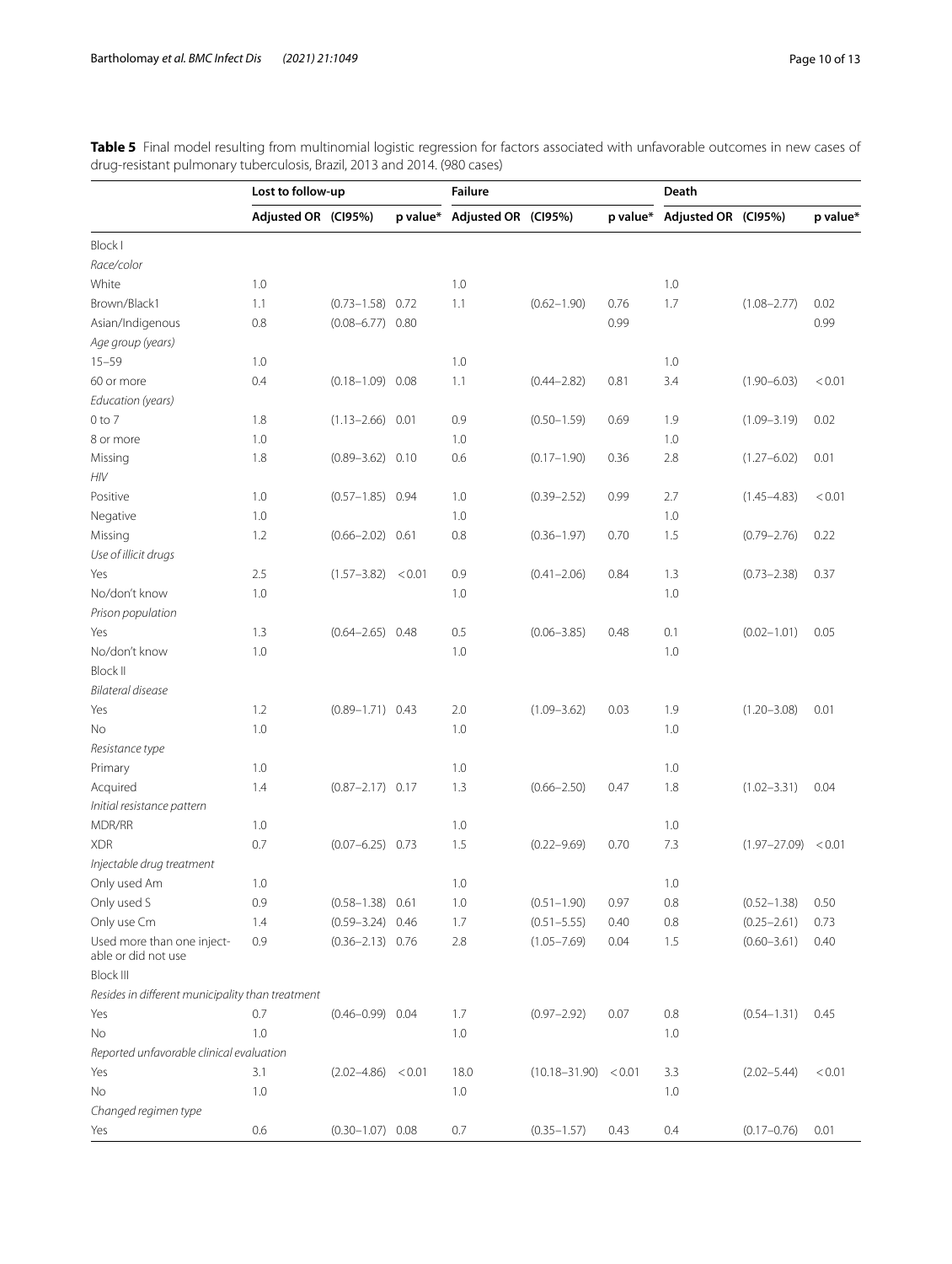**Table 5** Final model resulting from multinomial logistic regression for factors associated with unfavorable outcomes in new cases of drug-resistant pulmonary tuberculosis, Brazil, 2013 and 2014. (980 cases)

| | Lost to follow-up | | | Failure | | | Death | | |
|---|---|---|---|---|---|---|---|---|---|
| | Adjusted OR | (CI95%) | p value* | Adjusted OR | (CI95%) | p value* | Adjusted OR | (CI95%) | p value* |
| Block I | | | | | | | | | |
| *Race/color* | | | | | | | | | |
| White | 1.0 | | | 1.0 | | | 1.0 | | |
| Brown/Black1 | 1.1 | (0.73–1.58) | 0.72 | 1.1 | (0.62–1.90) | 0.76 | 1.7 | (1.08–2.77) | 0.02 |
| Asian/Indigenous | 0.8 | (0.08–6.77) | 0.80 | | | 0.99 | | | 0.99 |
| *Age group (years)* | | | | | | | | | |
| 15–59 | 1.0 | | | 1.0 | | | 1.0 | | |
| 60 or more | 0.4 | (0.18–1.09) | 0.08 | 1.1 | (0.44–2.82) | 0.81 | 3.4 | (1.90–6.03) | < 0.01 |
| *Education (years)* | | | | | | | | | |
| 0 to 7 | 1.8 | (1.13–2.66) | 0.01 | 0.9 | (0.50–1.59) | 0.69 | 1.9 | (1.09–3.19) | 0.02 |
| 8 or more | 1.0 | | | 1.0 | | | 1.0 | | |
| Missing | 1.8 | (0.89–3.62) | 0.10 | 0.6 | (0.17–1.90) | 0.36 | 2.8 | (1.27–6.02) | 0.01 |
| *HIV* | | | | | | | | | |
| Positive | 1.0 | (0.57–1.85) | 0.94 | 1.0 | (0.39–2.52) | 0.99 | 2.7 | (1.45–4.83) | < 0.01 |
| Negative | 1.0 | | | 1.0 | | | 1.0 | | |
| Missing | 1.2 | (0.66–2.02) | 0.61 | 0.8 | (0.36–1.97) | 0.70 | 1.5 | (0.79–2.76) | 0.22 |
| *Use of illicit drugs* | | | | | | | | | |
| Yes | 2.5 | (1.57–3.82) | < 0.01 | 0.9 | (0.41–2.06) | 0.84 | 1.3 | (0.73–2.38) | 0.37 |
| No/don't know | 1.0 | | | 1.0 | | | 1.0 | | |
| *Prison population* | | | | | | | | | |
| Yes | 1.3 | (0.64–2.65) | 0.48 | 0.5 | (0.06–3.85) | 0.48 | 0.1 | (0.02–1.01) | 0.05 |
| No/don't know | 1.0 | | | 1.0 | | | 1.0 | | |
| Block II | | | | | | | | | |
| *Bilateral disease* | | | | | | | | | |
| Yes | 1.2 | (0.89–1.71) | 0.43 | 2.0 | (1.09–3.62) | 0.03 | 1.9 | (1.20–3.08) | 0.01 |
| No | 1.0 | | | 1.0 | | | 1.0 | | |
| *Resistance type* | | | | | | | | | |
| Primary | 1.0 | | | 1.0 | | | 1.0 | | |
| Acquired | 1.4 | (0.87–2.17) | 0.17 | 1.3 | (0.66–2.50) | 0.47 | 1.8 | (1.02–3.31) | 0.04 |
| *Initial resistance pattern* | | | | | | | | | |
| MDR/RR | 1.0 | | | 1.0 | | | 1.0 | | |
| XDR | 0.7 | (0.07–6.25) | 0.73 | 1.5 | (0.22–9.69) | 0.70 | 7.3 | (1.97–27.09) | < 0.01 |
| *Injectable drug treatment* | | | | | | | | | |
| Only used Am | 1.0 | | | 1.0 | | | 1.0 | | |
| Only used S | 0.9 | (0.58–1.38) | 0.61 | 1.0 | (0.51–1.90) | 0.97 | 0.8 | (0.52–1.38) | 0.50 |
| Only use Cm | 1.4 | (0.59–3.24) | 0.46 | 1.7 | (0.51–5.55) | 0.40 | 0.8 | (0.25–2.61) | 0.73 |
| Used more than one injectable or did not use | 0.9 | (0.36–2.13) | 0.76 | 2.8 | (1.05–7.69) | 0.04 | 1.5 | (0.60–3.61) | 0.40 |
| Block III | | | | | | | | | |
| *Resides in different municipality than treatment* | | | | | | | | | |
| Yes | 0.7 | (0.46–0.99) | 0.04 | 1.7 | (0.97–2.92) | 0.07 | 0.8 | (0.54–1.31) | 0.45 |
| No | 1.0 | | | 1.0 | | | 1.0 | | |
| *Reported unfavorable clinical evaluation* | | | | | | | | | |
| Yes | 3.1 | (2.02–4.86) | < 0.01 | 18.0 | (10.18–31.90) | < 0.01 | 3.3 | (2.02–5.44) | < 0.01 |
| No | 1.0 | | | 1.0 | | | 1.0 | | |
| *Changed regimen type* | | | | | | | | | |
| Yes | 0.6 | (0.30–1.07) | 0.08 | 0.7 | (0.35–1.57) | 0.43 | 0.4 | (0.17–0.76) | 0.01 |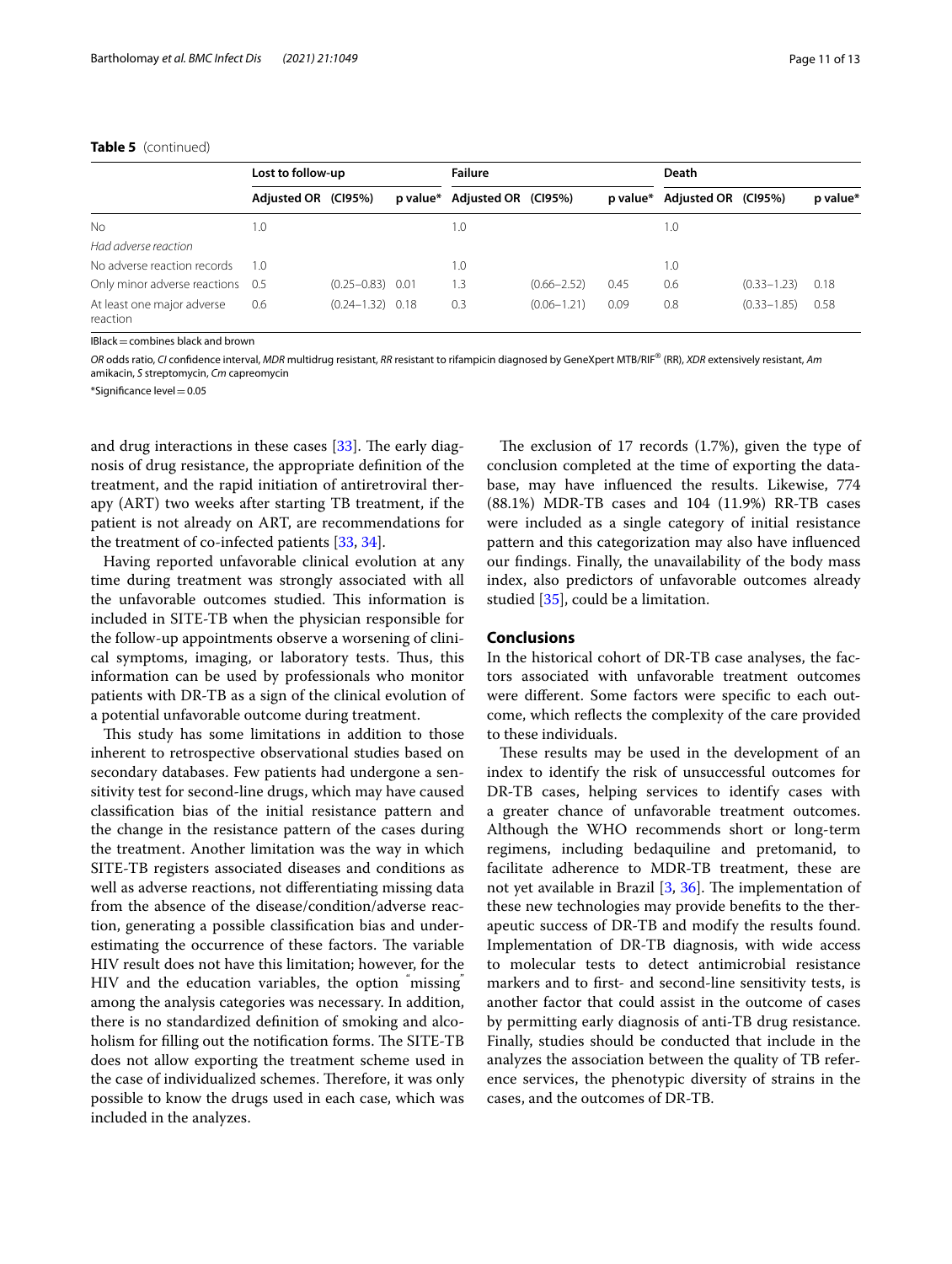**Table 5** (continued)

| | Lost to follow-up | | | Failure | | | Death | | |
|---|---|---|---|---|---|---|---|---|---|
| | Adjusted OR | (CI95%) | p value* | Adjusted OR | (CI95%) | p value* | Adjusted OR | (CI95%) | p value* |
| No | 1.0 | | | 1.0 | | | 1.0 | | |
| *Had adverse reaction* | | | | | | | | | |
| No adverse reaction records | 1.0 | | | 1.0 | | | 1.0 | | |
| Only minor adverse reactions | 0.5 | (0.25–0.83) | 0.01 | 1.3 | (0.66–2.52) | 0.45 | 0.6 | (0.33–1.23) | 0.18 |
| At least one major adverse reaction | 0.6 | (0.24–1.32) | 0.18 | 0.3 | (0.06–1.21) | 0.09 | 0.8 | (0.33–1.85) | 0.58 |

lBlack = combines black and brown

*OR* odds ratio, *CI* confidence interval, *MDR* multidrug resistant, *RR* resistant to rifampicin diagnosed by GeneXpert MTB/RIF® (RR), *XDR* extensively resistant, *Am* amikacin, *S* streptomycin, *Cm* capreomycin

*Significance level = 0.05

and drug interactions in these cases [33]. The early diagnosis of drug resistance, the appropriate definition of the treatment, and the rapid initiation of antiretroviral therapy (ART) two weeks after starting TB treatment, if the patient is not already on ART, are recommendations for the treatment of co-infected patients [33, 34].

Having reported unfavorable clinical evolution at any time during treatment was strongly associated with all the unfavorable outcomes studied. This information is included in SITE-TB when the physician responsible for the follow-up appointments observe a worsening of clinical symptoms, imaging, or laboratory tests. Thus, this information can be used by professionals who monitor patients with DR-TB as a sign of the clinical evolution of a potential unfavorable outcome during treatment.

This study has some limitations in addition to those inherent to retrospective observational studies based on secondary databases. Few patients had undergone a sensitivity test for second-line drugs, which may have caused classification bias of the initial resistance pattern and the change in the resistance pattern of the cases during the treatment. Another limitation was the way in which SITE-TB registers associated diseases and conditions as well as adverse reactions, not differentiating missing data from the absence of the disease/condition/adverse reaction, generating a possible classification bias and underestimating the occurrence of these factors. The variable HIV result does not have this limitation; however, for the HIV and the education variables, the option "missing" among the analysis categories was necessary. In addition, there is no standardized definition of smoking and alcoholism for filling out the notification forms. The SITE-TB does not allow exporting the treatment scheme used in the case of individualized schemes. Therefore, it was only possible to know the drugs used in each case, which was included in the analyzes.

The exclusion of 17 records (1.7%), given the type of conclusion completed at the time of exporting the database, may have influenced the results. Likewise, 774 (88.1%) MDR-TB cases and 104 (11.9%) RR-TB cases were included as a single category of initial resistance pattern and this categorization may also have influenced our findings. Finally, the unavailability of the body mass index, also predictors of unfavorable outcomes already studied [35], could be a limitation.

## Conclusions

In the historical cohort of DR-TB case analyses, the factors associated with unfavorable treatment outcomes were different. Some factors were specific to each outcome, which reflects the complexity of the care provided to these individuals.

These results may be used in the development of an index to identify the risk of unsuccessful outcomes for DR-TB cases, helping services to identify cases with a greater chance of unfavorable treatment outcomes. Although the WHO recommends short or long-term regimens, including bedaquiline and pretomanid, to facilitate adherence to MDR-TB treatment, these are not yet available in Brazil [3, 36]. The implementation of these new technologies may provide benefits to the therapeutic success of DR-TB and modify the results found. Implementation of DR-TB diagnosis, with wide access to molecular tests to detect antimicrobial resistance markers and to first- and second-line sensitivity tests, is another factor that could assist in the outcome of cases by permitting early diagnosis of anti-TB drug resistance. Finally, studies should be conducted that include in the analyzes the association between the quality of TB reference services, the phenotypic diversity of strains in the cases, and the outcomes of DR-TB.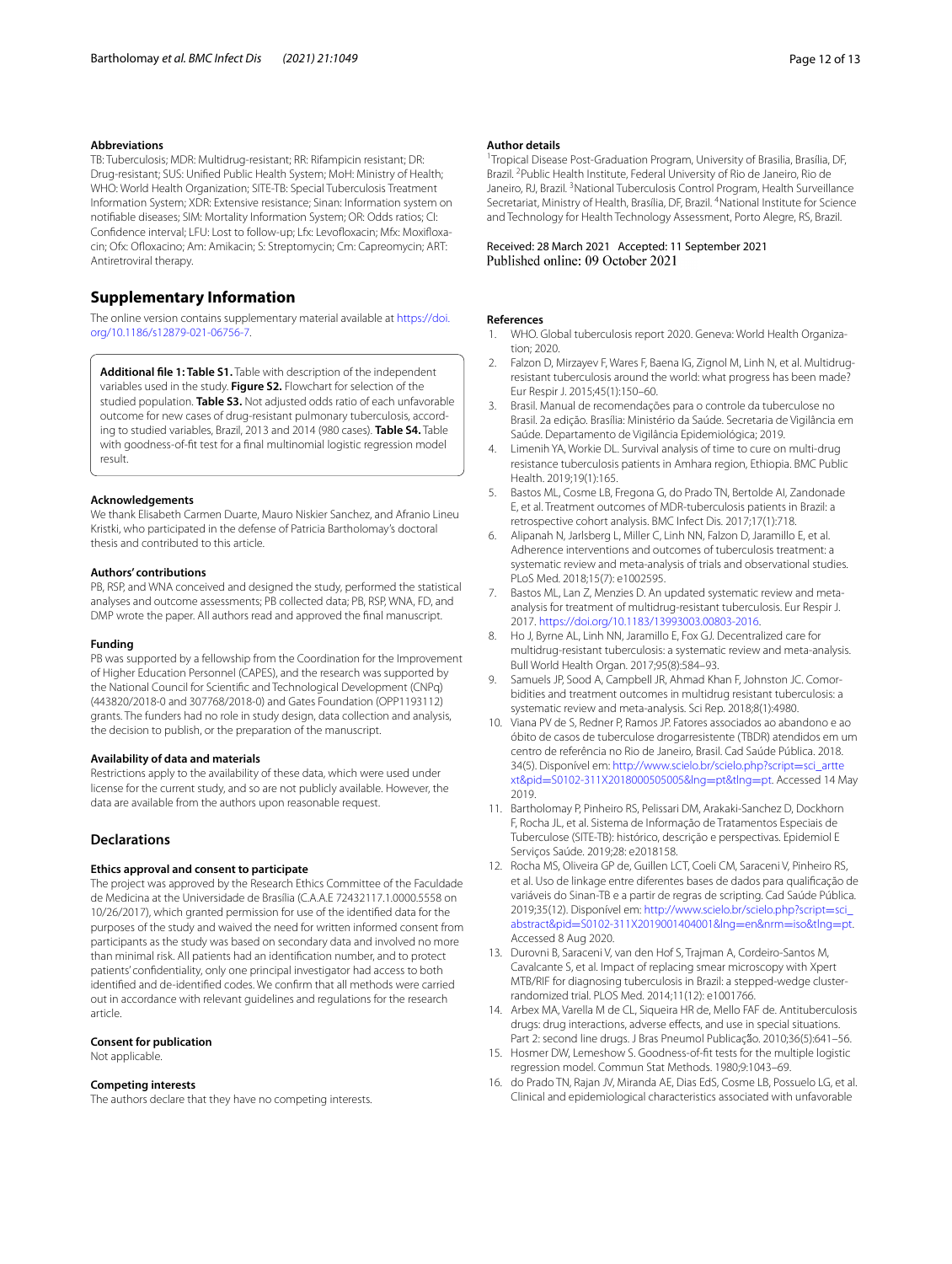### Abbreviations

TB: Tuberculosis; MDR: Multidrug-resistant; RR: Rifampicin resistant; DR: Drug-resistant; SUS: Unified Public Health System; MoH: Ministry of Health; WHO: World Health Organization; SITE-TB: Special Tuberculosis Treatment Information System; XDR: Extensive resistance; Sinan: Information system on notifiable diseases; SIM: Mortality Information System; OR: Odds ratios; CI: Confidence interval; LFU: Lost to follow-up; Lfx: Levofloxacin; Mfx: Moxifloxacin; Ofx: Ofloxacino; Am: Amikacin; S: Streptomycin; Cm: Capreomycin; ART: Antiretroviral therapy.

## Supplementary Information

The online version contains supplementary material available at https://doi.org/10.1186/s12879-021-06756-7.

> **Additional file 1: Table S1.** Table with description of the independent variables used in the study. **Figure S2.** Flowchart for selection of the studied population. **Table S3.** Not adjusted odds ratio of each unfavorable outcome for new cases of drug-resistant pulmonary tuberculosis, according to studied variables, Brazil, 2013 and 2014 (980 cases). **Table S4.** Table with goodness-of-fit test for a final multinomial logistic regression model result.

### Acknowledgements

We thank Elisabeth Carmen Duarte, Mauro Niskier Sanchez, and Afranio Lineu Kristki, who participated in the defense of Patricia Bartholomay's doctoral thesis and contributed to this article.

### Authors' contributions

PB, RSP, and WNA conceived and designed the study, performed the statistical analyses and outcome assessments; PB collected data; PB, RSP, WNA, FD, and DMP wrote the paper. All authors read and approved the final manuscript.

### Funding

PB was supported by a fellowship from the Coordination for the Improvement of Higher Education Personnel (CAPES), and the research was supported by the National Council for Scientific and Technological Development (CNPq) (443820/2018-0 and 307768/2018-0) and Gates Foundation (OPP1193112) grants. The funders had no role in study design, data collection and analysis, the decision to publish, or the preparation of the manuscript.

### Availability of data and materials

Restrictions apply to the availability of these data, which were used under license for the current study, and so are not publicly available. However, the data are available from the authors upon reasonable request.

## Declarations

### Ethics approval and consent to participate

The project was approved by the Research Ethics Committee of the Faculdade de Medicina at the Universidade de Brasília (C.A.A.E 72432117.1.0000.5558 on 10/26/2017), which granted permission for use of the identified data for the purposes of the study and waived the need for written informed consent from participants as the study was based on secondary data and involved no more than minimal risk. All patients had an identification number, and to protect patients' confidentiality, only one principal investigator had access to both identified and de-identified codes. We confirm that all methods were carried out in accordance with relevant guidelines and regulations for the research article.

### Consent for publication

Not applicable.

### Competing interests

The authors declare that they have no competing interests.

### Author details

[1] Tropical Disease Post-Graduation Program, University of Brasilia, Brasília, DF, Brazil. [2] Public Health Institute, Federal University of Rio de Janeiro, Rio de Janeiro, RJ, Brazil. [3] National Tuberculosis Control Program, Health Surveillance Secretariat, Ministry of Health, Brasília, DF, Brazil. [4] National Institute for Science and Technology for Health Technology Assessment, Porto Alegre, RS, Brazil.

Received: 28 March 2021 Accepted: 11 September 2021
Published online: 09 October 2021

### References

1. WHO. Global tuberculosis report 2020. Geneva: World Health Organization; 2020.
2. Falzon D, Mirzayev F, Wares F, Baena IG, Zignol M, Linh N, et al. Multidrug-resistant tuberculosis around the world: what progress has been made? Eur Respir J. 2015;45(1):150–60.
3. Brasil. Manual de recomendações para o controle da tuberculose no Brasil. 2a edição. Brasília: Ministério da Saúde. Secretaria de Vigilância em Saúde. Departamento de Vigilância Epidemiológica; 2019.
4. Limenih YA, Workie DL. Survival analysis of time to cure on multi-drug resistance tuberculosis patients in Amhara region, Ethiopia. BMC Public Health. 2019;19(1):165.
5. Bastos ML, Cosme LB, Fregona G, do Prado TN, Bertolde AI, Zandonade E, et al. Treatment outcomes of MDR-tuberculosis patients in Brazil: a retrospective cohort analysis. BMC Infect Dis. 2017;17(1):718.
6. Alipanah N, Jarlsberg L, Miller C, Linh NN, Falzon D, Jaramillo E, et al. Adherence interventions and outcomes of tuberculosis treatment: a systematic review and meta-analysis of trials and observational studies. PLoS Med. 2018;15(7): e1002595.
7. Bastos ML, Lan Z, Menzies D. An updated systematic review and meta-analysis for treatment of multidrug-resistant tuberculosis. Eur Respir J. 2017. https://doi.org/10.1183/13993003.00803-2016.
8. Ho J, Byrne AL, Linh NN, Jaramillo E, Fox GJ. Decentralized care for multidrug-resistant tuberculosis: a systematic review and meta-analysis. Bull World Health Organ. 2017;95(8):584–93.
9. Samuels JP, Sood A, Campbell JR, Ahmad Khan F, Johnston JC. Comorbidities and treatment outcomes in multidrug resistant tuberculosis: a systematic review and meta-analysis. Sci Rep. 2018;8(1):4980.
10. Viana PV de S, Redner P, Ramos JP. Fatores associados ao abandono e ao óbito de casos de tuberculose drogarresistente (TBDR) atendidos em um centro de referência no Rio de Janeiro, Brasil. Cad Saúde Pública. 2018. 34(5). Disponível em: http://www.scielo.br/scielo.php?script=sci_arttext&pid=S0102-311X2018000505005&lng=pt&tlng=pt. Accessed 14 May 2019.
11. Bartholomay P, Pinheiro RS, Pelissari DM, Arakaki-Sanchez D, Dockhorn F, Rocha JL, et al. Sistema de Informação de Tratamentos Especiais de Tuberculose (SITE-TB): histórico, descrição e perspectivas. Epidemiol E Serviços Saúde. 2019;28: e2018158.
12. Rocha MS, Oliveira GP de, Guillen LCT, Coeli CM, Saraceni V, Pinheiro RS, et al. Uso de linkage entre diferentes bases de dados para qualificação de variáveis do Sinan-TB e a partir de regras de scripting. Cad Saúde Pública. 2019;35(12). Disponível em: http://www.scielo.br/scielo.php?script=sci_abstract&pid=S0102-311X2019001404001&lng=en&nrm=iso&tlng=pt. Accessed 8 Aug 2020.
13. Durovni B, Saraceni V, van den Hof S, Trajman A, Cordeiro-Santos M, Cavalcante S, et al. Impact of replacing smear microscopy with Xpert MTB/RIF for diagnosing tuberculosis in Brazil: a stepped-wedge cluster-randomized trial. PLOS Med. 2014;11(12): e1001766.
14. Arbex MA, Varella M de CL, Siqueira HR de, Mello FAF de. Antituberculosis drugs: drug interactions, adverse effects, and use in special situations. Part 2: second line drugs. J Bras Pneumol Publicaçáo. 2010;36(5):641–56.
15. Hosmer DW, Lemeshow S. Goodness-of-fit tests for the multiple logistic regression model. Commun Stat Methods. 1980;9:1043–69.
16. do Prado TN, Rajan JV, Miranda AE, Dias EdS, Cosme LB, Possuelo LG, et al. Clinical and epidemiological characteristics associated with unfavorable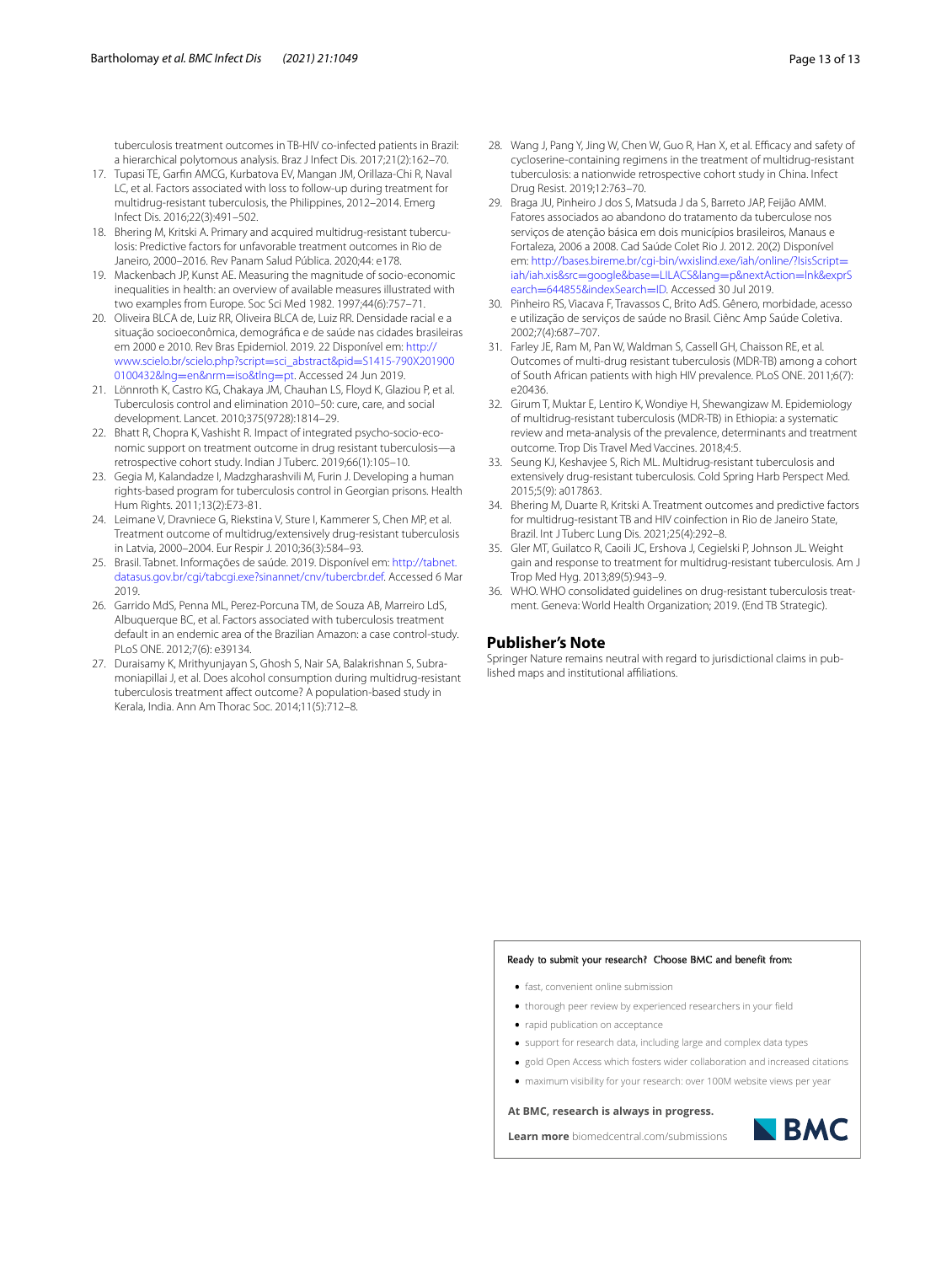tuberculosis treatment outcomes in TB-HIV co-infected patients in Brazil: a hierarchical polytomous analysis. Braz J Infect Dis. 2017;21(2):162–70.

17. Tupasi TE, Garfin AMCG, Kurbatova EV, Mangan JM, Orillaza-Chi R, Naval LC, et al. Factors associated with loss to follow-up during treatment for multidrug-resistant tuberculosis, the Philippines, 2012–2014. Emerg Infect Dis. 2016;22(3):491–502.
18. Bhering M, Kritski A. Primary and acquired multidrug-resistant tuberculosis: Predictive factors for unfavorable treatment outcomes in Rio de Janeiro, 2000–2016. Rev Panam Salud Pública. 2020;44: e178.
19. Mackenbach JP, Kunst AE. Measuring the magnitude of socio-economic inequalities in health: an overview of available measures illustrated with two examples from Europe. Soc Sci Med 1982. 1997;44(6):757–71.
20. Oliveira BLCA de, Luiz RR, Oliveira BLCA de, Luiz RR. Densidade racial e a situação socioeconômica, demográfica e de saúde nas cidades brasileiras em 2000 e 2010. Rev Bras Epidemiol. 2019. 22 Disponível em: http://www.scielo.br/scielo.php?script=sci_abstract&pid=S1415-790X2019000100432&lng=en&nrm=iso&tlng=pt. Accessed 24 Jun 2019.
21. Lönnroth K, Castro KG, Chakaya JM, Chauhan LS, Floyd K, Glaziou P, et al. Tuberculosis control and elimination 2010–50: cure, care, and social development. Lancet. 2010;375(9728):1814–29.
22. Bhatt R, Chopra K, Vashisht R. Impact of integrated psycho-socio-economic support on treatment outcome in drug resistant tuberculosis—a retrospective cohort study. Indian J Tuberc. 2019;66(1):105–10.
23. Gegia M, Kalandadze I, Madzgharashvili M, Furin J. Developing a human rights-based program for tuberculosis control in Georgian prisons. Health Hum Rights. 2011;13(2):E73-81.
24. Leimane V, Dravniece G, Riekstina V, Sture I, Kammerer S, Chen MP, et al. Treatment outcome of multidrug/extensively drug-resistant tuberculosis in Latvia, 2000–2004. Eur Respir J. 2010;36(3):584–93.
25. Brasil. Tabnet. Informações de saúde. 2019. Disponível em: http://tabnet.datasus.gov.br/cgi/tabcgi.exe?sinannet/cnv/tubercbr.def. Accessed 6 Mar 2019.
26. Garrido MdS, Penna ML, Perez-Porcuna TM, de Souza AB, Marreiro LdS, Albuquerque BC, et al. Factors associated with tuberculosis treatment default in an endemic area of the Brazilian Amazon: a case control-study. PLoS ONE. 2012;7(6): e39134.
27. Duraisamy K, Mrithyunjayan S, Ghosh S, Nair SA, Balakrishnan S, Subramoniapillai J, et al. Does alcohol consumption during multidrug-resistant tuberculosis treatment affect outcome? A population-based study in Kerala, India. Ann Am Thorac Soc. 2014;11(5):712–8.
28. Wang J, Pang Y, Jing W, Chen W, Guo R, Han X, et al. Efficacy and safety of cycloserine-containing regimens in the treatment of multidrug-resistant tuberculosis: a nationwide retrospective cohort study in China. Infect Drug Resist. 2019;12:763–70.
29. Braga JU, Pinheiro J dos S, Matsuda J da S, Barreto JAP, Feijão AMM. Fatores associados ao abandono do tratamento da tuberculose nos serviços de atenção básica em dois municípios brasileiros, Manaus e Fortaleza, 2006 a 2008. Cad Saúde Colet Rio J. 2012. 20(2) Disponível em: http://bases.bireme.br/cgi-bin/wxislind.exe/iah/online/?IsisScript=iah/iah.xis&src=google&base=LILACS&lang=p&nextAction=lnk&exprSearch=644855&indexSearch=ID. Accessed 30 Jul 2019.
30. Pinheiro RS, Viacava F, Travassos C, Brito AdS. Gênero, morbidade, acesso e utilização de serviços de saúde no Brasil. Ciênc Amp Saúde Coletiva. 2002;7(4):687–707.
31. Farley JE, Ram M, Pan W, Waldman S, Cassell GH, Chaisson RE, et al. Outcomes of multi-drug resistant tuberculosis (MDR-TB) among a cohort of South African patients with high HIV prevalence. PLoS ONE. 2011;6(7): e20436.
32. Girum T, Muktar E, Lentiro K, Wondiye H, Shewangizaw M. Epidemiology of multidrug-resistant tuberculosis (MDR-TB) in Ethiopia: a systematic review and meta-analysis of the prevalence, determinants and treatment outcome. Trop Dis Travel Med Vaccines. 2018;4:5.
33. Seung KJ, Keshavjee S, Rich ML. Multidrug-resistant tuberculosis and extensively drug-resistant tuberculosis. Cold Spring Harb Perspect Med. 2015;5(9): a017863.
34. Bhering M, Duarte R, Kritski A. Treatment outcomes and predictive factors for multidrug-resistant TB and HIV coinfection in Rio de Janeiro State, Brazil. Int J Tuberc Lung Dis. 2021;25(4):292–8.
35. Gler MT, Guilatco R, Caoili JC, Ershova J, Cegielski P, Johnson JL. Weight gain and response to treatment for multidrug-resistant tuberculosis. Am J Trop Med Hyg. 2013;89(5):943–9.
36. WHO. WHO consolidated guidelines on drug-resistant tuberculosis treatment. Geneva: World Health Organization; 2019. (End TB Strategic).

## Publisher's Note

Springer Nature remains neutral with regard to jurisdictional claims in published maps and institutional affiliations.

Ready to submit your research? Choose BMC and benefit from:

- fast, convenient online submission
- thorough peer review by experienced researchers in your field
- rapid publication on acceptance
- support for research data, including large and complex data types
- gold Open Access which fosters wider collaboration and increased citations
- maximum visibility for your research: over 100M website views per year

**At BMC, research is always in progress.**

**Learn more** biomedcentral.com/submissions

BMC